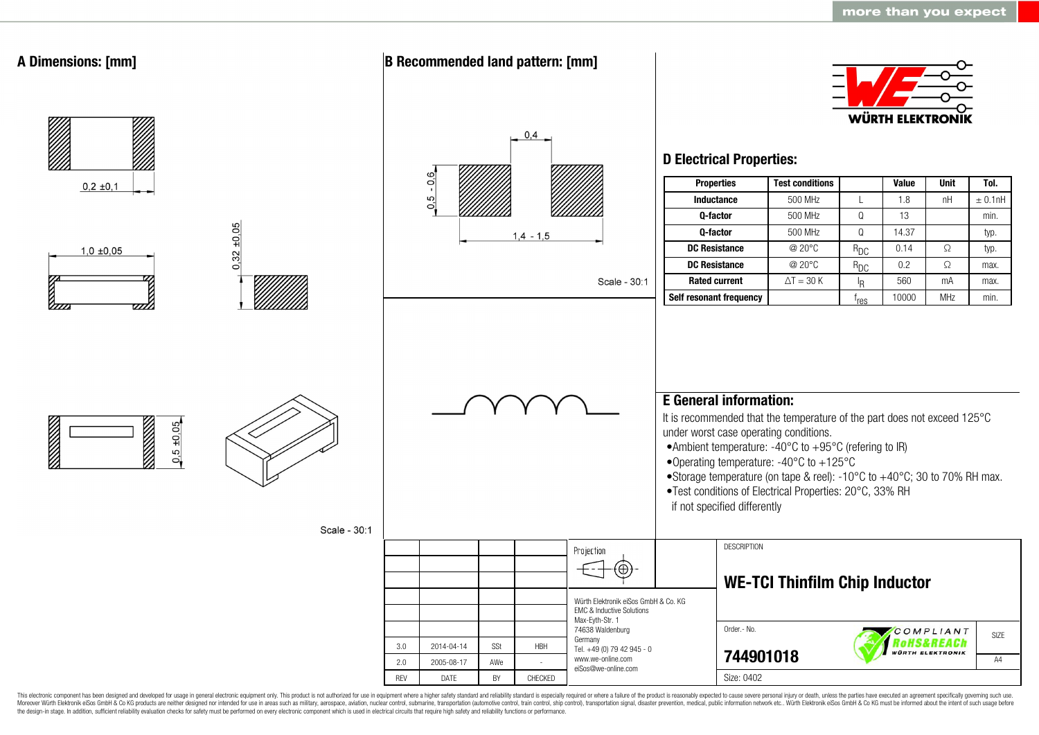more than you expect

## A Dimensions: [mm]

0,2 ±0,1

1,0 ±0,05

0,32 ±0,05

0,5 ±0,05

Scale - 30:1

## B Recommended land pattern: [mm]

0,4

0,5 - 0,6

1,4 - 1,5

Scale - 30:1

WÜRTH ELEKTRONIK

## D Electrical Properties:

| Properties | Test conditions | | Value | Unit | Tol. |
|---|---|---|---|---|---|
| Inductance | 500 MHz | L | 1.8 | nH | ± 0.1nH |
| Q-factor | 500 MHz | Q | 13 | | min. |
| Q-factor | 500 MHz | Q | 14.37 | | typ. |
| DC Resistance | @ 20°C | $R_{DC}$ | 0.14 | Ω | typ. |
| DC Resistance | @ 20°C | $R_{DC}$ | 0.2 | Ω | max. |
| Rated current | ΔT = 30 K | $I_R$ | 560 | mA | max. |
| Self resonant frequency | | $f_{res}$ | 10000 | MHz | min. |

## E General information:

It is recommended that the temperature of the part does not exceed 125°C under worst case operating conditions.

- Ambient temperature: -40°C to +95°C (refering to IR)
- Operating temperature: -40°C to +125°C
- Storage temperature (on tape & reel): -10°C to +40°C; 30 to 70% RH max.
- Test conditions of Electrical Properties: 20°C, 33% RH if not specified differently

| REV | DATE | BY | CHECKED |
|---|---|---|---|
| 3.0 | 2014-04-14 | SSt | HBH |
| 2.0 | 2005-08-17 | AWe | - |

Projection

Würth Elektronik eiSos GmbH & Co. KG
EMC & Inductive Solutions
Max-Eyth-Str. 1
74638 Waldenburg
Germany
Tel. +49 (0) 79 42 945 - 0
www.we-online.com
eiSos@we-online.com

DESCRIPTION

**WE-TCI Thinfilm Chip Inductor**

Order.- No.

**744901018**

COMPLIANT RoHS&REACh WÜRTH ELEKTRONIK

SIZE: A4

Size: 0402

This electronic component has been designed and developed for usage in general electronic equipment only. This product is not authorized for use in equipment where a higher safety standard and reliability standard is especially required or where a failure of the product is reasonably expected to cause severe personal injury or death, unless the parties have executed an agreement specifically governing such use. Moreover Würth Elektronik eiSos GmbH & Co KG products are neither designed nor intended for use in areas such as military, aerospace, aviation, nuclear control, submarine, transportation (automotive control, train control, ship control), transportation signal, disaster prevention, medical, public information network etc.. Würth Elektronik eiSos GmbH & Co KG must be informed about the intent of such usage before the design-in stage. In addition, sufficient reliability evaluation checks for safety must be performed on every electronic component which is used in electrical circuits that require high safety and reliability functions or performance.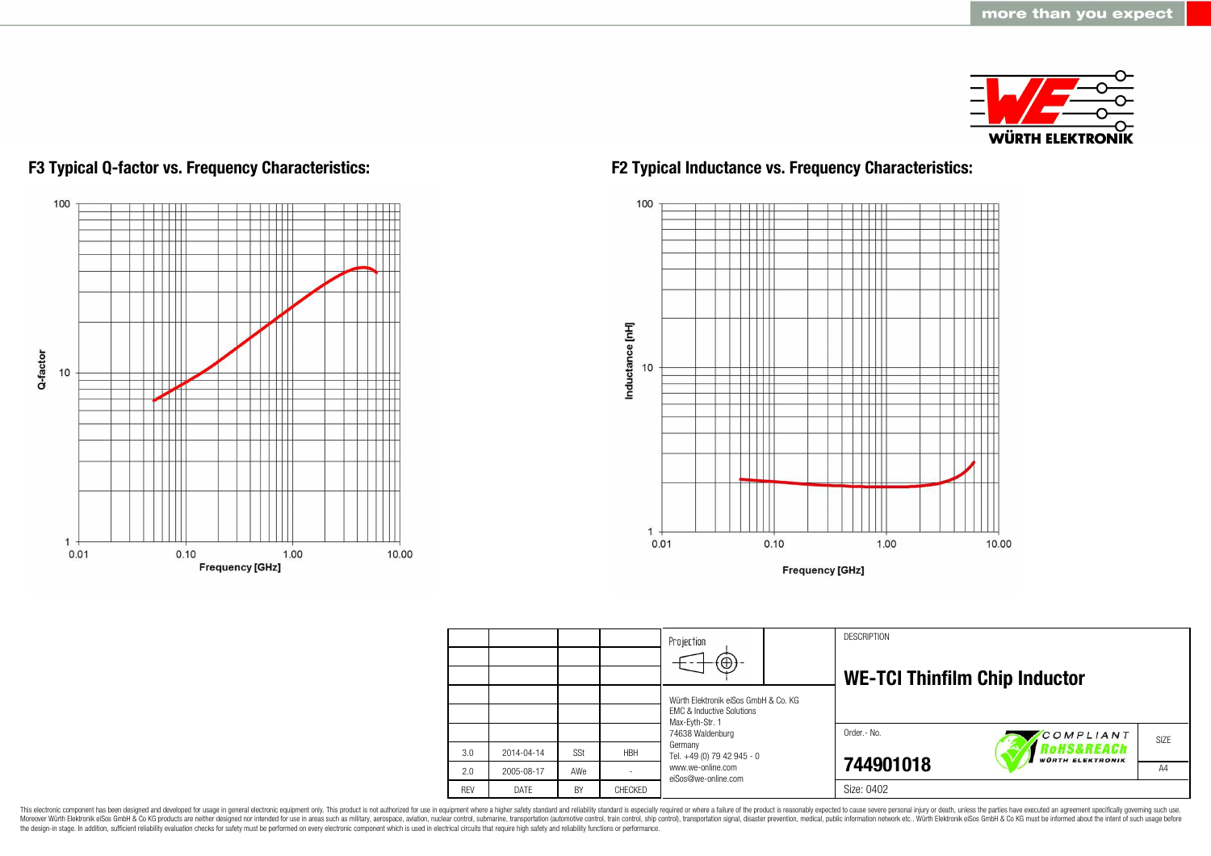## F3 Typical Q-factor vs. Frequency Characteristics:

Q-factor

100

10

1

0.01 0.10 1.00 10.00

Frequency [GHz]

## F2 Typical Inductance vs. Frequency Characteristics:

Inductance [nH]

100

10

1

0.01 0.10 1.00 10.00

Frequency [GHz]

| | | | | Projection | DESCRIPTION |
|---|---|---|---|---|---|
| | | | | | **WE-TCI Thinfilm Chip Inductor** |
| | | | | Würth Elektronik eiSos GmbH & Co. KG<br>EMC & Inductive Solutions<br>Max-Eyth-Str. 1<br>74638 Waldenburg<br>Germany<br>Tel. +49 (0) 79 42 945 - 0<br>www.we-online.com<br>eiSos@we-online.com | Order.- No. **744901018** |
| 3.0 | 2014-04-14 | SSt | HBH | | SIZE A4 |
| 2.0 | 2005-08-17 | AWe | - | | Size: 0402 |
| REV | DATE | BY | CHECKED | | |

This electronic component has been designed and developed for usage in general electronic equipment only. This product is not authorized for use in equipment where a higher safety standard and reliability standard is especially required or where a failure of the product is reasonably expected to cause severe personal injury or death, unless the parties have executed an agreement specifically governing such use. Moreover Würth Elektronik eiSos GmbH & Co KG products are neither designed nor intended for use in areas such as military, aerospace, aviation, nuclear control, submarine, transportation (automotive control, train control, ship control), transportation signal, disaster prevention, medical, public information network etc.. Würth Elektronik eiSos GmbH & Co KG must be informed about the intent of such usage before the design-in stage. In addition, sufficient reliability evaluation checks for safety must be performed on every electronic component which is used in electrical circuits that require high safety and reliability functions or performance.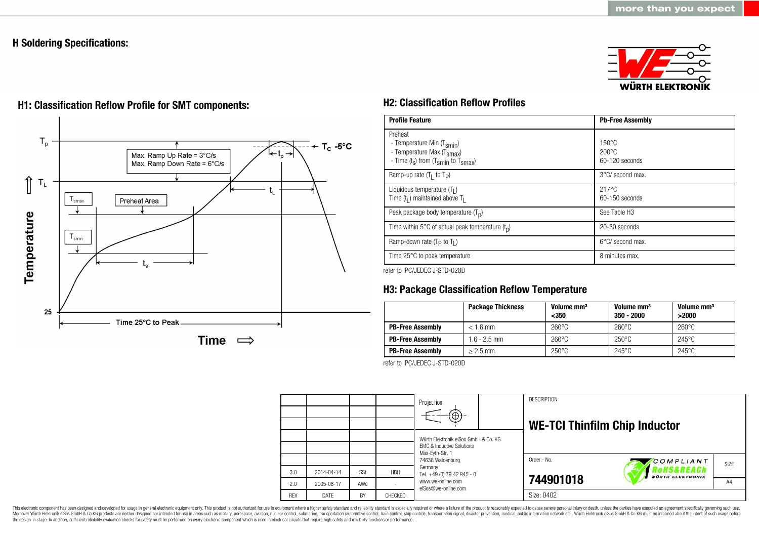## H Soldering Specifications:

### H1: Classification Reflow Profile for SMT components:

$T_p$

$T_C$ -5°C

$t_p$

Max. Ramp Up Rate = 3°C/s
Max. Ramp Down Rate = 6°C/s

$T_L$

$t_L$

$T_{smax}$

Preheat Area

$T_{smin}$

$t_s$

Temperature

25

Time 25°C to Peak

Time ⇨

### H2: Classification Reflow Profiles

| Profile Feature | Pb-Free Assembly |
|---|---|
| Preheat<br>- Temperature Min ($T_{smin}$)<br>- Temperature Max ($T_{smax}$)<br>- Time ($t_s$) from ($T_{smin}$ to $T_{smax}$) | <br>150°C<br>200°C<br>60-120 seconds |
| Ramp-up rate ($T_L$ to $T_P$) | 3°C/ second max. |
| Liquidous temperature ($T_L$)<br>Time ($t_L$) maintained above $T_L$ | 217°C<br>60-150 seconds |
| Peak package body temperature ($T_p$) | See Table H3 |
| Time within 5°C of actual peak temperature ($t_p$) | 20-30 seconds |
| Ramp-down rate ($T_P$ to $T_L$) | 6°C/ second max. |
| Time 25°C to peak temperature | 8 minutes max. |

refer to IPC/JEDEC J-STD-020D

### H3: Package Classification Reflow Temperature

| | Package Thickness | Volume mm³ <350 | Volume mm³ 350 - 2000 | Volume mm³ >2000 |
|---|---|---|---|---|
| **PB-Free Assembly** | < 1.6 mm | 260°C | 260°C | 260°C |
| **PB-Free Assembly** | 1.6 - 2.5 mm | 260°C | 250°C | 245°C |
| **PB-Free Assembly** | ≥ 2.5 mm | 250°C | 245°C | 245°C |

refer to IPC/JEDEC J-STD-020D

| REV | DATE | BY | CHECKED |
|---|---|---|---|
| 3.0 | 2014-04-14 | SSt | HBH |
| 2.0 | 2005-08-17 | AWe | - |

Projection

Würth Elektronik eiSos GmbH & Co. KG
EMC & Inductive Solutions
Max-Eyth-Str. 1
74638 Waldenburg
Germany
Tel. +49 (0) 79 42 945 - 0
www.we-online.com
eiSos@we-online.com

DESCRIPTION

**WE-TCI Thinfilm Chip Inductor**

Order.- No.

**744901018**

COMPLIANT RoHS&REACh WÜRTH ELEKTRONIK

SIZE A4

Size: 0402

This electronic component has been designed and developed for usage in general electronic equipment only. This product is not authorized for use in equipment where a higher safety standard and reliability standard is especially required or where a failure of the product is reasonably expected to cause severe personal injury or death, unless the parties have executed an agreement specifically governing such use. Moreover Würth Elektronik eiSos GmbH & Co KG products are neither designed nor intended for use in areas such as military, aerospace, aviation, nuclear control, submarine, transportation (automotive control, train control, ship control), transportation signal, disaster prevention, medical, public information network etc.. Würth Elektronik eiSos GmbH & Co KG must be informed about the intent of such usage before the design-in stage. In addition, sufficient reliability evaluation checks for safety must be performed on every electronic component which is used in electrical circuits that require high safety and reliability functions or performance.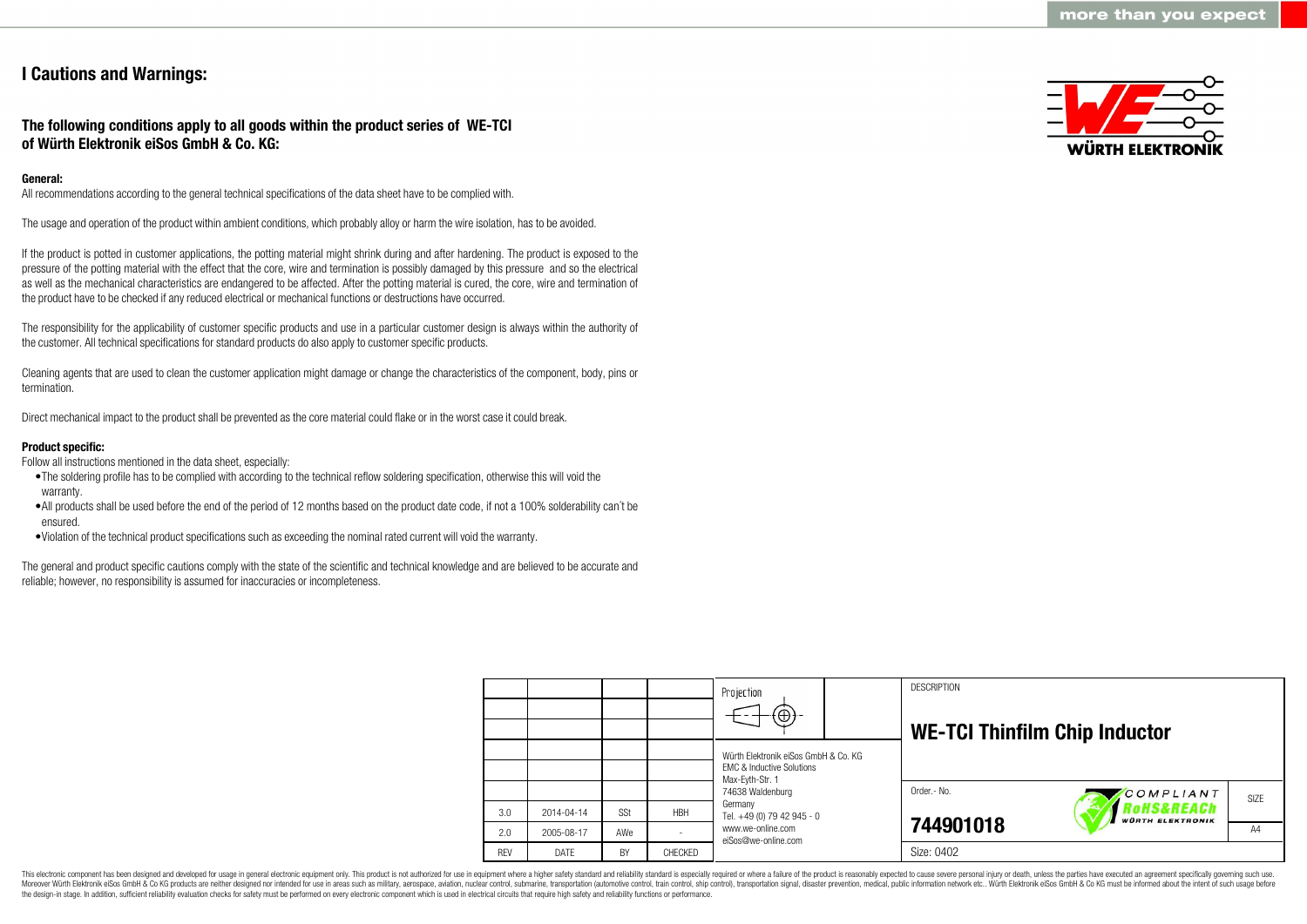# I Cautions and Warnings:

## The following conditions apply to all goods within the product series of WE-TCI of Würth Elektronik eiSos GmbH & Co. KG:

**General:**

All recommendations according to the general technical specifications of the data sheet have to be complied with.

The usage and operation of the product within ambient conditions, which probably alloy or harm the wire isolation, has to be avoided.

If the product is potted in customer applications, the potting material might shrink during and after hardening. The product is exposed to the pressure of the potting material with the effect that the core, wire and termination is possibly damaged by this pressure and so the electrical as well as the mechanical characteristics are endangered to be affected. After the potting material is cured, the core, wire and termination of the product have to be checked if any reduced electrical or mechanical functions or destructions have occurred.

The responsibility for the applicability of customer specific products and use in a particular customer design is always within the authority of the customer. All technical specifications for standard products do also apply to customer specific products.

Cleaning agents that are used to clean the customer application might damage or change the characteristics of the component, body, pins or termination.

Direct mechanical impact to the product shall be prevented as the core material could flake or in the worst case it could break.

**Product specific:**

Follow all instructions mentioned in the data sheet, especially:

- The soldering profile has to be complied with according to the technical reflow soldering specification, otherwise this will void the warranty.
- All products shall be used before the end of the period of 12 months based on the product date code, if not a 100% solderability can´t be ensured.
- Violation of the technical product specifications such as exceeding the nominal rated current will void the warranty.

The general and product specific cautions comply with the state of the scientific and technical knowledge and are believed to be accurate and reliable; however, no responsibility is assumed for inaccuracies or incompleteness.

| REV | DATE | BY | CHECKED |
|---|---|---|---|
| 3.0 | 2014-04-14 | SSt | HBH |
| 2.0 | 2005-08-17 | AWe | - |

Projection

Würth Elektronik eiSos GmbH & Co. KG
EMC & Inductive Solutions
Max-Eyth-Str. 1
74638 Waldenburg
Germany
Tel. +49 (0) 79 42 945 - 0
www.we-online.com
eiSos@we-online.com

DESCRIPTION

**WE-TCI Thinfilm Chip Inductor**

Order.- No.

**744901018**

COMPLIANT RoHS&REACh WÜRTH ELEKTRONIK

SIZE: A4

Size: 0402

This electronic component has been designed and developed for usage in general electronic equipment only. This product is not authorized for use in equipment where a higher safety standard and reliability standard is especially required or where a failure of the product is reasonably expected to cause severe personal injury or death, unless the parties have executed an agreement specifically governing such use. Moreover Würth Elektronik eiSos GmbH & Co KG products are neither designed nor intended for use in areas such as military, aerospace, aviation, nuclear control, submarine, transportation (automotive control, train control, ship control), transportation signal, disaster prevention, medical, public information network etc.. Würth Elektronik eiSos GmbH & Co KG must be informed about the intent of such usage before the design-in stage. In addition, sufficient reliability evaluation checks for safety must be performed on every electronic component which is used in electrical circuits that require high safety and reliability functions or performance.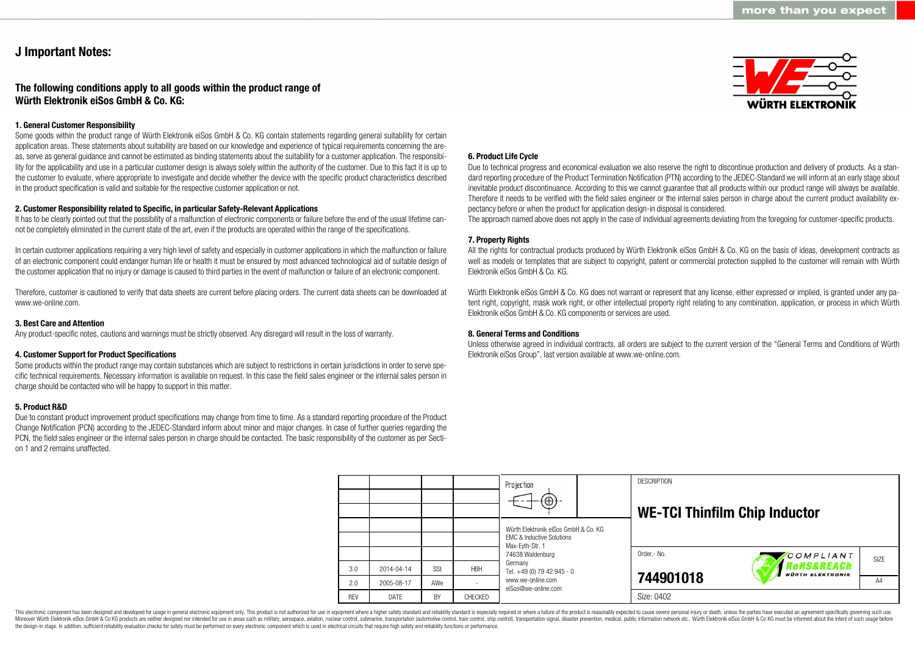## J Important Notes:

### The following conditions apply to all goods within the product range of Würth Elektronik eiSos GmbH & Co. KG:

**1. General Customer Responsibility**

Some goods within the product range of Würth Elektronik eiSos GmbH & Co. KG contain statements regarding general suitability for certain application areas. These statements about suitability are based on our knowledge and experience of typical requirements concerning the areas, serve as general guidance and cannot be estimated as binding statements about the suitability for a customer application. The responsibility for the applicability and use in a particular customer design is always solely within the authority of the customer. Due to this fact it is up to the customer to evaluate, where appropriate to investigate and decide whether the device with the specific product characteristics described in the product specification is valid and suitable for the respective customer application or not.

**2. Customer Responsibility related to Specific, in particular Safety-Relevant Applications**

It has to be clearly pointed out that the possibility of a malfunction of electronic components or failure before the end of the usual lifetime cannot be completely eliminated in the current state of the art, even if the products are operated within the range of the specifications.

In certain customer applications requiring a very high level of safety and especially in customer applications in which the malfunction or failure of an electronic component could endanger human life or health it must be ensured by most advanced technological aid of suitable design of the customer application that no injury or damage is caused to third parties in the event of malfunction or failure of an electronic component.

Therefore, customer is cautioned to verify that data sheets are current before placing orders. The current data sheets can be downloaded at www.we-online.com.

**3. Best Care and Attention**

Any product-specific notes, cautions and warnings must be strictly observed. Any disregard will result in the loss of warranty.

**4. Customer Support for Product Specifications**

Some products within the product range may contain substances which are subject to restrictions in certain jurisdictions in order to serve specific technical requirements. Necessary information is available on request. In this case the field sales engineer or the internal sales person in charge should be contacted who will be happy to support in this matter.

**5. Product R&D**

Due to constant product improvement product specifications may change from time to time. As a standard reporting procedure of the Product Change Notification (PCN) according to the JEDEC-Standard inform about minor and major changes. In case of further queries regarding the PCN, the field sales engineer or the internal sales person in charge should be contacted. The basic responsibility of the customer as per Section 1 and 2 remains unaffected.

**6. Product Life Cycle**

Due to technical progress and economical evaluation we also reserve the right to discontinue production and delivery of products. As a standard reporting procedure of the Product Termination Notification (PTN) according to the JEDEC-Standard we will inform at an early stage about inevitable product discontinuance. According to this we cannot guarantee that all products within our product range will always be available. Therefore it needs to be verified with the field sales engineer or the internal sales person in charge about the current product availability expectancy before or when the product for application design-in disposal is considered.

The approach named above does not apply in the case of individual agreements deviating from the foregoing for customer-specific products.

**7. Property Rights**

All the rights for contractual products produced by Würth Elektronik eiSos GmbH & Co. KG on the basis of ideas, development contracts as well as models or templates that are subject to copyright, patent or commercial protection supplied to the customer will remain with Würth Elektronik eiSos GmbH & Co. KG.

Würth Elektronik eiSos GmbH & Co. KG does not warrant or represent that any license, either expressed or implied, is granted under any patent right, copyright, mask work right, or other intellectual property right relating to any combination, application, or process in which Würth Elektronik eiSos GmbH & Co. KG components or services are used.

**8. General Terms and Conditions**

Unless otherwise agreed in individual contracts, all orders are subject to the current version of the "General Terms and Conditions of Würth Elektronik eiSos Group", last version available at www.we-online.com.

| | | | | | |
|---|---|---|---|---|---|
| | | | | Projection | DESCRIPTION: **WE-TCI Thinfilm Chip Inductor** |
| | | | | Würth Elektronik eiSos GmbH & Co. KG, EMC & Inductive Solutions, Max-Eyth-Str. 1, 74638 Waldenburg, Germany, Tel. +49 (0) 79 42 945 - 0, www.we-online.com, eiSos@we-online.com | Order.- No.: **744901018** |
| 3.0 | 2014-04-14 | SSt | HBH | | SIZE: A4 |
| 2.0 | 2005-08-17 | AWe | - | | |
| REV | DATE | BY | CHECKED | | Size: 0402 |

This electronic component has been designed and developed for usage in general electronic equipment only. This product is not authorized for use in equipment where a higher safety standard and reliability standard is especially required or where a failure of the product is reasonably expected to cause severe personal injury or death, unless the parties have executed an agreement specifically governing such use. Moreover Würth Elektronik eiSos GmbH & Co KG products are neither designed nor intended for use in areas such as military, aerospace, aviation, nuclear control, submarine, transportation (automotive control, train control, ship control), transportation signal, disaster prevention, medical, public information network etc.. Würth Elektronik eiSos GmbH & Co KG must be informed about the intent of such usage before the design-in stage. In addition, sufficient reliability evaluation checks for safety must be performed on every electronic component which is used in electrical circuits that require high safety and reliability functions or performance.